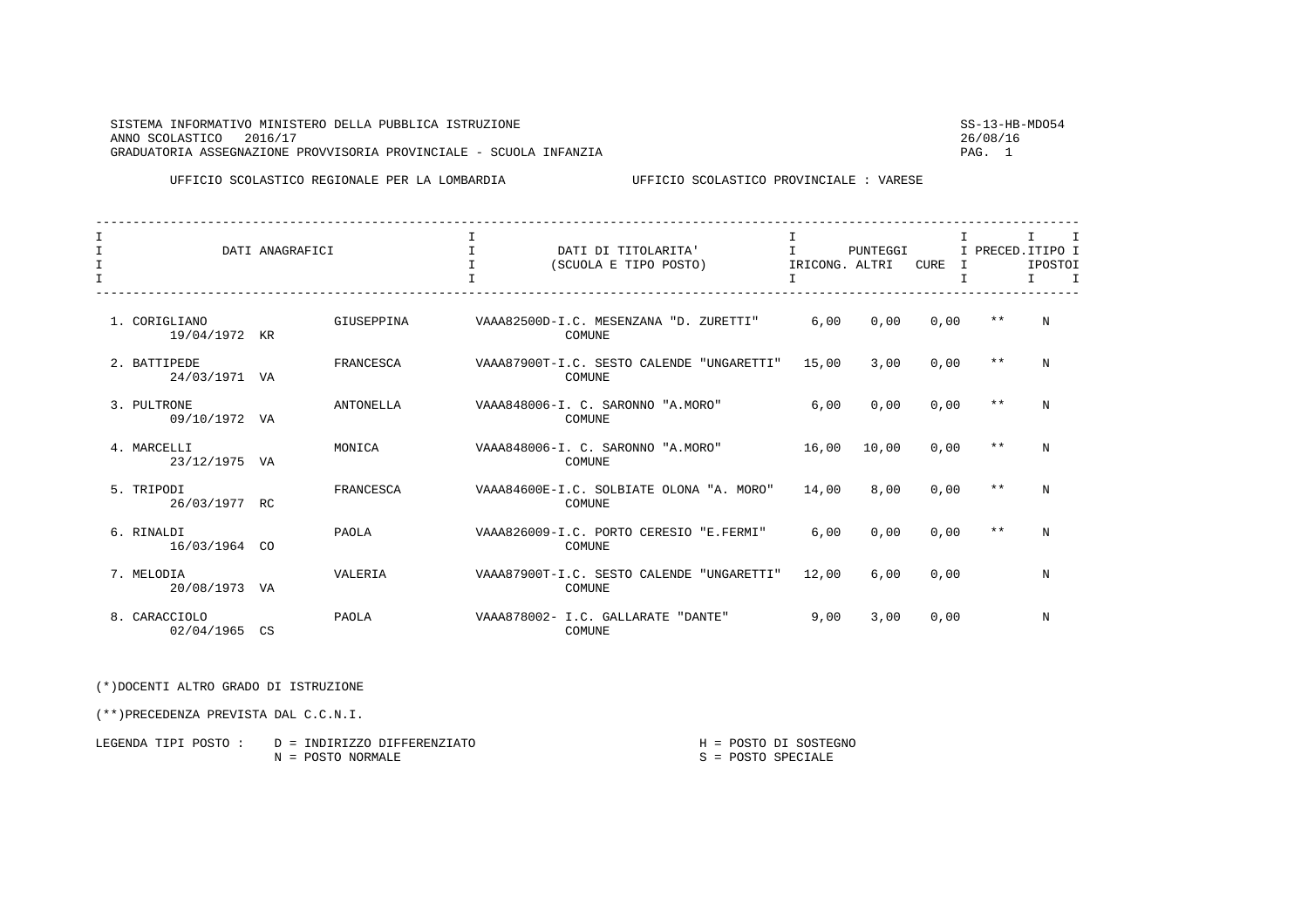SISTEMA INFORMATIVO MINISTERO DELLA PUBBLICA ISTRUZIONE SS-13-HB-MDO54
ANNO SCOLASTICO 2016/17 26/08/16
GRADUATORIA ASSEGNAZIONE PROVVISORIA PROVINCIALE - SCUOLA INFANZIA

UFFICIO SCOLASTICO REGIONALE PER LA LOMBARDIA UFFICIO SCOLASTICO PROVINCIALE : VARESE

| DATI ANAGRAFICI | | | DATI DI TITOLARITA' (SCUOLA E TIPO POSTO) | PUNTEGGI RICONG. | ALTRI | CURE | PRECED. | TIPO POSTO |
|---|---|---|---|---|---|---|---|---|
| 1. CORIGLIANO 19/04/1972 | KR | GIUSEPPINA | VAAA82500D-I.C. MESENZANA "D. ZURETTI" COMUNE | 6,00 | 0,00 | 0,00 | ** | N |
| 2. BATTIPEDE 24/03/1971 | VA | FRANCESCA | VAAA87900T-I.C. SESTO CALENDE "UNGARETTI" COMUNE | 15,00 | 3,00 | 0,00 | ** | N |
| 3. PULTRONE 09/10/1972 | VA | ANTONELLA | VAAA848006-I. C. SARONNO "A.MORO" COMUNE | 6,00 | 0,00 | 0,00 | ** | N |
| 4. MARCELLI 23/12/1975 | VA | MONICA | VAAA848006-I. C. SARONNO "A.MORO" COMUNE | 16,00 | 10,00 | 0,00 | ** | N |
| 5. TRIPODI 26/03/1977 | RC | FRANCESCA | VAAA84600E-I.C. SOLBIATE OLONA "A. MORO" COMUNE | 14,00 | 8,00 | 0,00 | ** | N |
| 6. RINALDI 16/03/1964 | CO | PAOLA | VAAA826009-I.C. PORTO CERESIO "E.FERMI" COMUNE | 6,00 | 0,00 | 0,00 | ** | N |
| 7. MELODIA 20/08/1973 | VA | VALERIA | VAAA87900T-I.C. SESTO CALENDE "UNGARETTI" COMUNE | 12,00 | 6,00 | 0,00 | | N |
| 8. CARACCIOLO 02/04/1965 | CS | PAOLA | VAAA878002- I.C. GALLARATE "DANTE" COMUNE | 9,00 | 3,00 | 0,00 | | N |

(*)DOCENTI ALTRO GRADO DI ISTRUZIONE

(**)PRECEDENZA PREVISTA DAL C.C.N.I.

LEGENDA TIPI POSTO : D = INDIRIZZO DIFFERENZIATO H = POSTO DI SOSTEGNO
N = POSTO NORMALE S = POSTO SPECIALE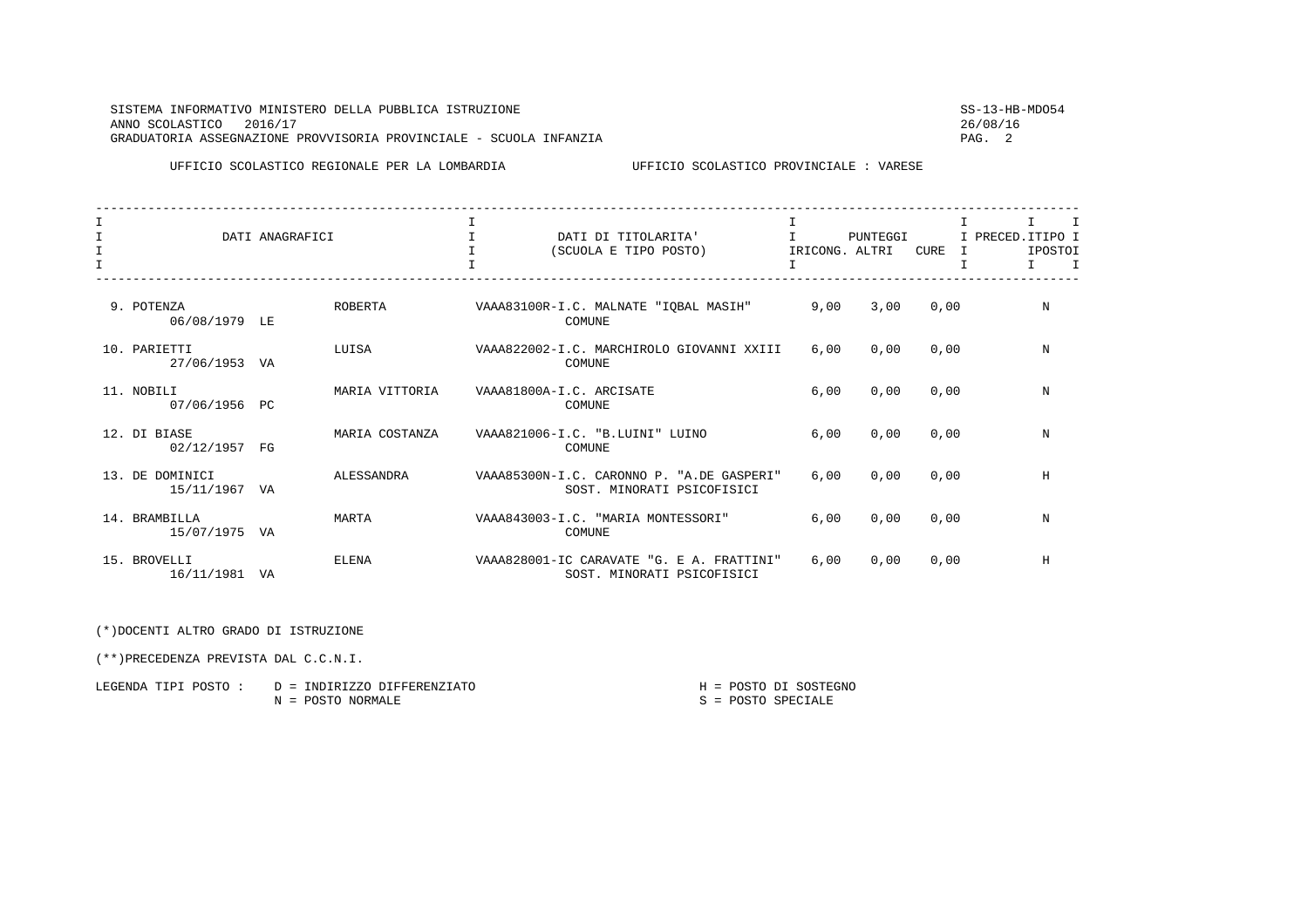SISTEMA INFORMATIVO MINISTERO DELLA PUBBLICA ISTRUZIONE
ANNO SCOLASTICO 2016/17
GRADUATORIA ASSEGNAZIONE PROVVISORIA PROVINCIALE - SCUOLA INFANZIA

SS-13-HB-MDO54
26/08/16

UFFICIO SCOLASTICO REGIONALE PER LA LOMBARDIA — UFFICIO SCOLASTICO PROVINCIALE : VARESE

| DATI ANAGRAFICI | | | DATI DI TITOLARITA' (SCUOLA E TIPO POSTO) | PUNTEGGI RICONG. | PUNTEGGI ALTRI | PUNTEGGI CURE | PRECED. | TIPO POSTO |
|---|---|---|---|---|---|---|---|---|
| 9. POTENZA 06/08/1979 | LE | ROBERTA | VAAA83100R-I.C. MALNATE "IQBAL MASIH" COMUNE | 9,00 | 3,00 | 0,00 | | N |
| 10. PARIETTI 27/06/1953 | VA | LUISA | VAAA822002-I.C. MARCHIROLO GIOVANNI XXIII COMUNE | 6,00 | 0,00 | 0,00 | | N |
| 11. NOBILI 07/06/1956 | PC | MARIA VITTORIA | VAAA81800A-I.C. ARCISATE COMUNE | 6,00 | 0,00 | 0,00 | | N |
| 12. DI BIASE 02/12/1957 | FG | MARIA COSTANZA | VAAA821006-I.C. "B.LUINI" LUINO COMUNE | 6,00 | 0,00 | 0,00 | | N |
| 13. DE DOMINICI 15/11/1967 | VA | ALESSANDRA | VAAA85300N-I.C. CARONNO P. "A.DE GASPERI" SOST. MINORATI PSICOFISICI | 6,00 | 0,00 | 0,00 | | H |
| 14. BRAMBILLA 15/07/1975 | VA | MARTA | VAAA843003-I.C. "MARIA MONTESSORI" COMUNE | 6,00 | 0,00 | 0,00 | | N |
| 15. BROVELLI 16/11/1981 | VA | ELENA | VAAA828001-IC CARAVATE "G. E A. FRATTINI" SOST. MINORATI PSICOFISICI | 6,00 | 0,00 | 0,00 | | H |

(*)DOCENTI ALTRO GRADO DI ISTRUZIONE

(**)PRECEDENZA PREVISTA DAL C.C.N.I.

LEGENDA TIPI POSTO :
D = INDIRIZZO DIFFERENZIATO
N = POSTO NORMALE
H = POSTO DI SOSTEGNO
S = POSTO SPECIALE